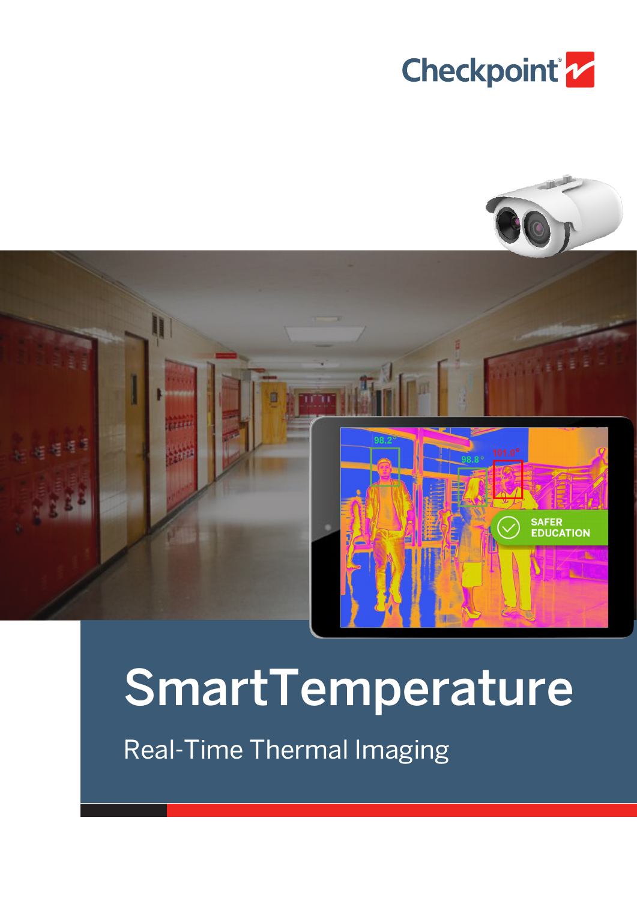Checkpoint

# SmartTemperature

## Real-Time Thermal Imaging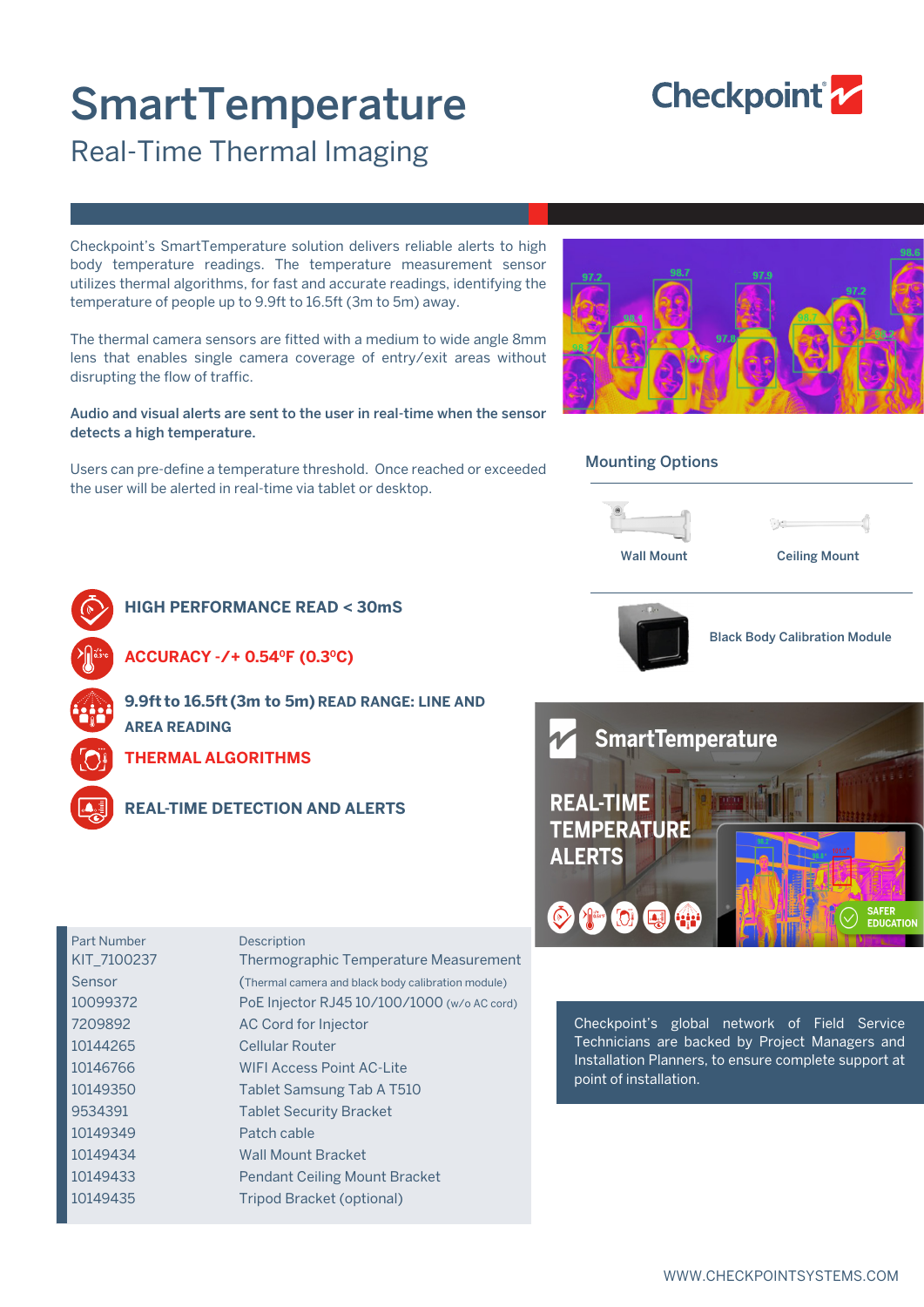# SmartTemperature

## Real-Time Thermal Imaging

Checkpoint's SmartTemperature solution delivers reliable alerts to high body temperature readings. The temperature measurement sensor utilizes thermal algorithms, for fast and accurate readings, identifying the temperature of people up to 9.9ft to 16.5ft (3m to 5m) away.

The thermal camera sensors are fitted with a medium to wide angle 8mm lens that enables single camera coverage of entry/exit areas without disrupting the flow of traffic.

**Audio and visual alerts are sent to the user in real-time when the sensor detects a high temperature.**

Users can pre-define a temperature threshold. Once reached or exceeded the user will be alerted in real-time via tablet or desktop.

### Mounting Options

Wall Mount

Ceiling Mount

Black Body Calibration Module

- **HIGH PERFORMANCE READ < 30mS**
- **ACCURACY -/+ 0.54°F (0.3°C)**
- **9.9ft to 16.5ft (3m to 5m) READ RANGE: LINE AND AREA READING**
- **THERMAL ALGORITHMS**
- **REAL-TIME DETECTION AND ALERTS**

| Part Number | Description |
| --- | --- |
| KIT_7100237 | Thermographic Temperature Measurement |
| Sensor | (Thermal camera and black body calibration module) |
| 10099372 | PoE Injector RJ45 10/100/1000 (w/o AC cord) |
| 7209892 | AC Cord for Injector |
| 10144265 | Cellular Router |
| 10146766 | WIFI Access Point AC-Lite |
| 10149350 | Tablet Samsung Tab A T510 |
| 9534391 | Tablet Security Bracket |
| 10149349 | Patch cable |
| 10149434 | Wall Mount Bracket |
| 10149433 | Pendant Ceiling Mount Bracket |
| 10149435 | Tripod Bracket (optional) |

Checkpoint's global network of Field Service Technicians are backed by Project Managers and Installation Planners, to ensure complete support at point of installation.

WWW.CHECKPOINTSYSTEMS.COM